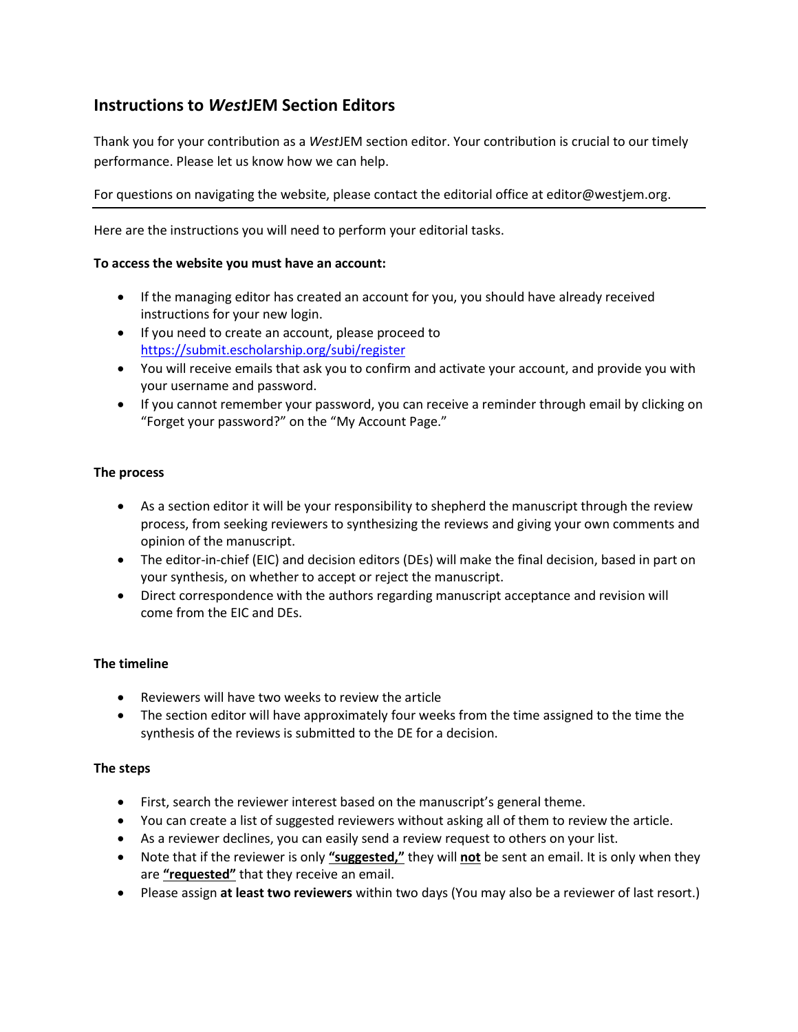# Instructions to *West*JEM Section Editors

Thank you for your contribution as a *West*JEM section editor. Your contribution is crucial to our timely performance. Please let us know how we can help.

For questions on navigating the website, please contact the editorial office at editor@westjem.org.

---

Here are the instructions you will need to perform your editorial tasks.

**To access the website you must have an account:**

- If the managing editor has created an account for you, you should have already received instructions for your new login.
- If you need to create an account, please proceed to [https://submit.escholarship.org/subi/register](https://submit.escholarship.org/subi/register)
- You will receive emails that ask you to confirm and activate your account, and provide you with your username and password.
- If you cannot remember your password, you can receive a reminder through email by clicking on "Forget your password?" on the "My Account Page."

**The process**

- As a section editor it will be your responsibility to shepherd the manuscript through the review process, from seeking reviewers to synthesizing the reviews and giving your own comments and opinion of the manuscript.
- The editor-in-chief (EIC) and decision editors (DEs) will make the final decision, based in part on your synthesis, on whether to accept or reject the manuscript.
- Direct correspondence with the authors regarding manuscript acceptance and revision will come from the EIC and DEs.

**The timeline**

- Reviewers will have two weeks to review the article
- The section editor will have approximately four weeks from the time assigned to the time the synthesis of the reviews is submitted to the DE for a decision.

**The steps**

- First, search the reviewer interest based on the manuscript's general theme.
- You can create a list of suggested reviewers without asking all of them to review the article.
- As a reviewer declines, you can easily send a review request to others on your list.
- Note that if the reviewer is only **"suggested,"** they will **not** be sent an email. It is only when they are **"requested"** that they receive an email.
- Please assign **at least two reviewers** within two days (You may also be a reviewer of last resort.)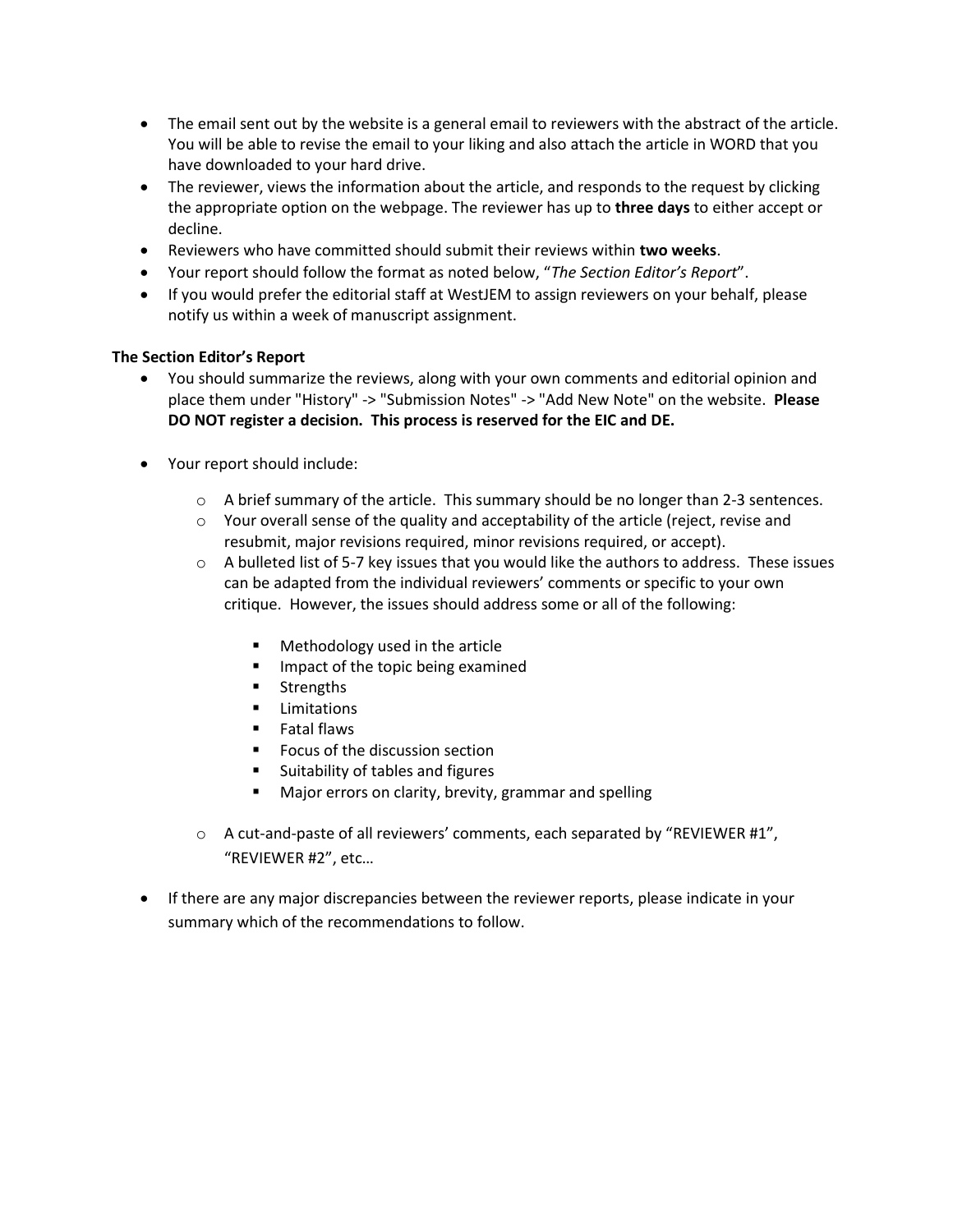- The email sent out by the website is a general email to reviewers with the abstract of the article. You will be able to revise the email to your liking and also attach the article in WORD that you have downloaded to your hard drive.
- The reviewer, views the information about the article, and responds to the request by clicking the appropriate option on the webpage. The reviewer has up to **three days** to either accept or decline.
- Reviewers who have committed should submit their reviews within **two weeks**.
- Your report should follow the format as noted below, "*The Section Editor's Report*".
- If you would prefer the editorial staff at WestJEM to assign reviewers on your behalf, please notify us within a week of manuscript assignment.

**The Section Editor's Report**

- You should summarize the reviews, along with your own comments and editorial opinion and place them under "History" -> "Submission Notes" -> "Add New Note" on the website. **Please DO NOT register a decision. This process is reserved for the EIC and DE.**

- Your report should include:

    - A brief summary of the article. This summary should be no longer than 2-3 sentences.
    - Your overall sense of the quality and acceptability of the article (reject, revise and resubmit, major revisions required, minor revisions required, or accept).
    - A bulleted list of 5-7 key issues that you would like the authors to address. These issues can be adapted from the individual reviewers' comments or specific to your own critique. However, the issues should address some or all of the following:

        - Methodology used in the article
        - Impact of the topic being examined
        - Strengths
        - Limitations
        - Fatal flaws
        - Focus of the discussion section
        - Suitability of tables and figures
        - Major errors on clarity, brevity, grammar and spelling

    - A cut-and-paste of all reviewers' comments, each separated by "REVIEWER #1", "REVIEWER #2", etc…

- If there are any major discrepancies between the reviewer reports, please indicate in your summary which of the recommendations to follow.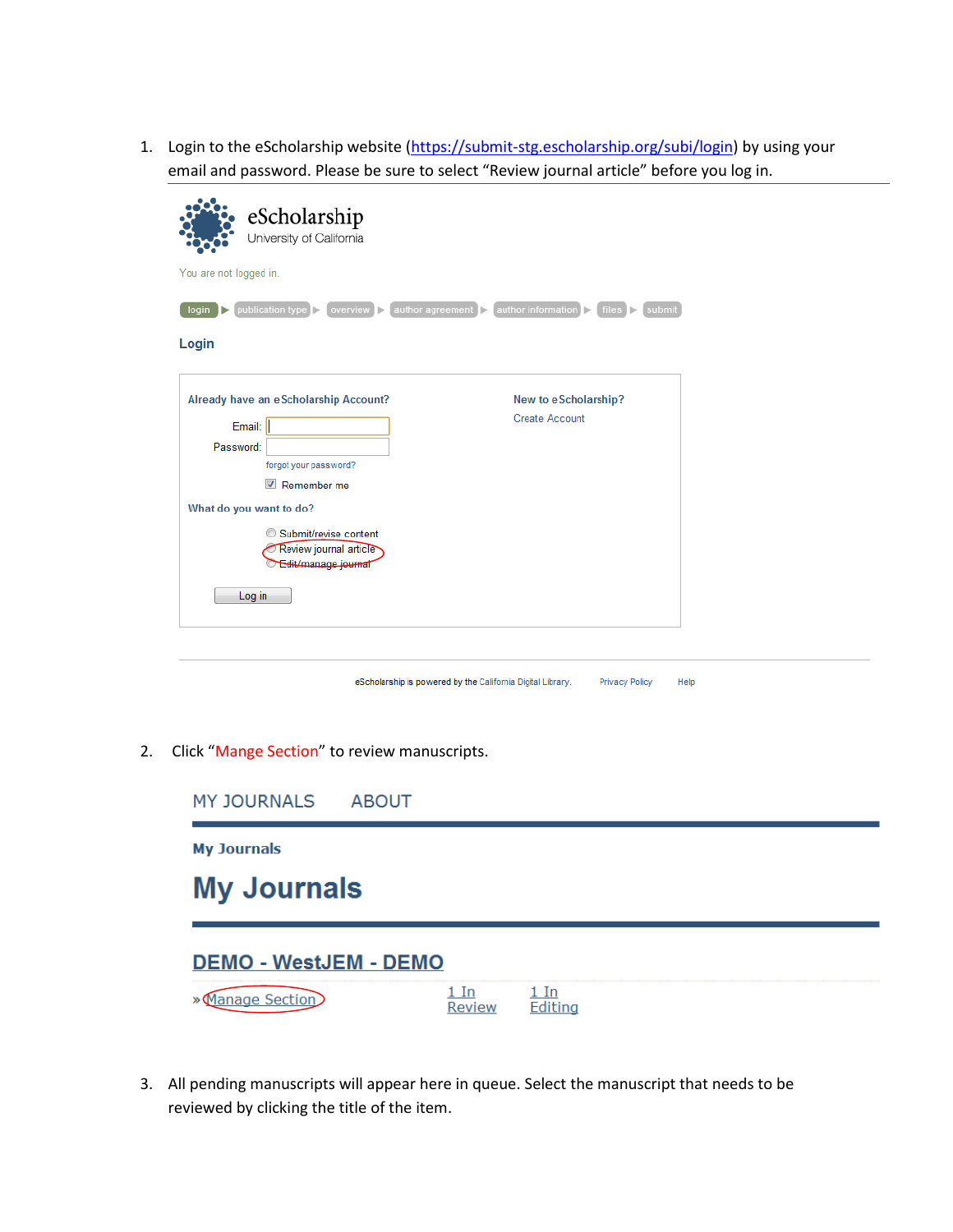1. Login to the eScholarship website (https://submit-stg.escholarship.org/subi/login) by using your email and password. Please be sure to select "Review journal article" before you log in.

eScholarship
University of California

You are not logged in.

login ▶ publication type ▶ overview ▶ author agreement ▶ author information ▶ files ▶ submit

**Login**

Already have an eScholarship Account?

Email:

Password:

forgot your password?

☑ Remember me

What do you want to do?

○ Submit/revise content
○ Review journal article
○ Edit/manage journal

Log in

New to eScholarship?

Create Account

eScholarship is powered by the California Digital Library. Privacy Policy Help

2. Click "Mange Section" to review manuscripts.

MY JOURNALS ABOUT

**My Journals**

# My Journals

## DEMO - WestJEM - DEMO

» Manage Section | 1 In Review | 1 In Editing

3. All pending manuscripts will appear here in queue. Select the manuscript that needs to be reviewed by clicking the title of the item.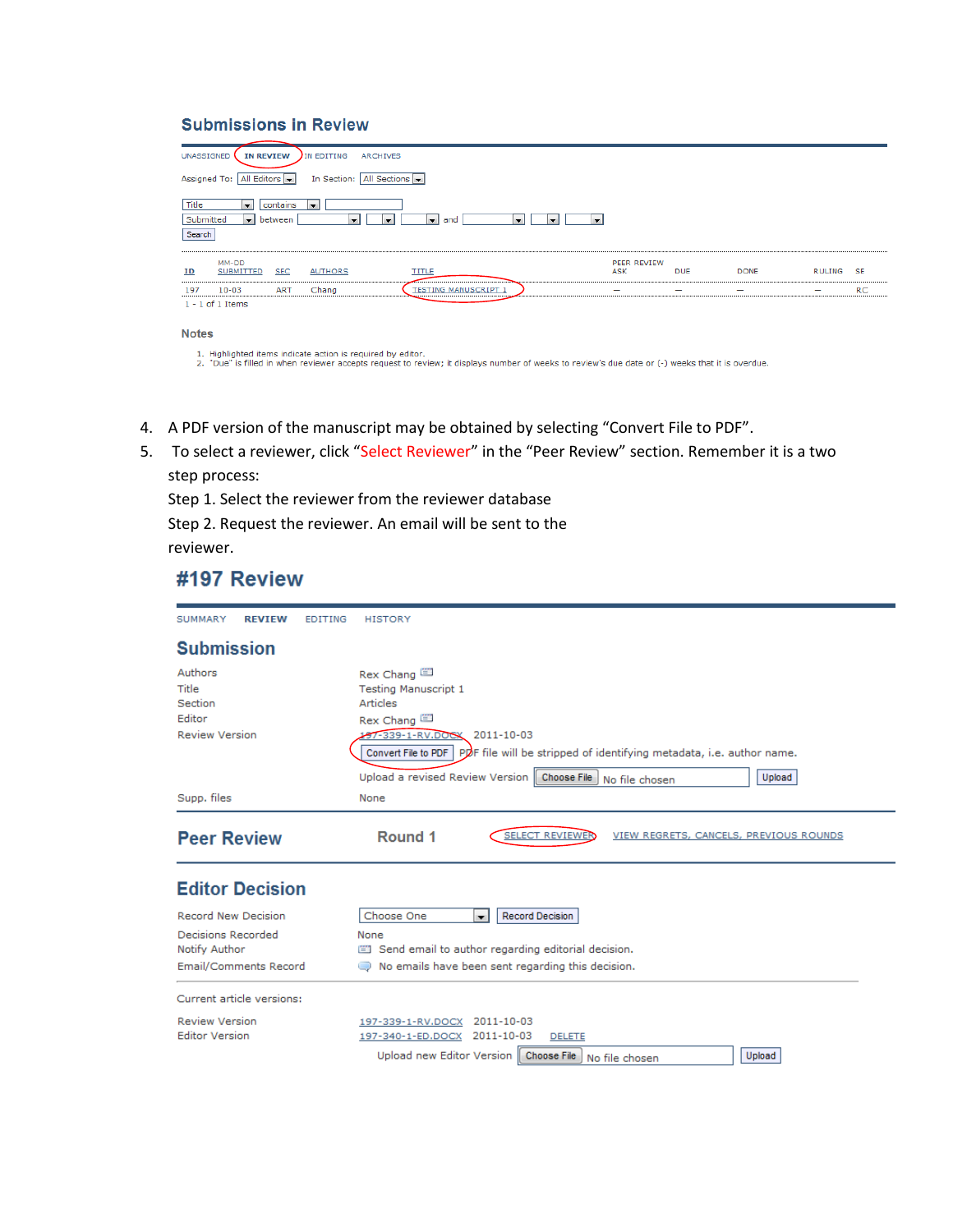## Submissions in Review

UNASSIGNED | IN REVIEW | IN EDITING | ARCHIVES

Assigned To: All Editors    In Section: All Sections

Title contains

Submitted between and

Search

| ID | MM-DD SUBMITTED | SEC | AUTHORS | TITLE | PEER REVIEW ASK | DUE | DONE | RULING | SE |
|---|---|---|---|---|---|---|---|---|---|
| 197 | 10-03 | ART | Chang | TESTING MANUSCRIPT 1 | — | — | — | — | RC |

1 - 1 of 1 Items

### Notes

1. Highlighted items indicate action is required by editor.
2. "Due" is filled in when reviewer accepts request to review; it displays number of weeks to review's due date or (-) weeks that it is overdue.

4. A PDF version of the manuscript may be obtained by selecting "Convert File to PDF".
5. To select a reviewer, click "Select Reviewer" in the "Peer Review" section. Remember it is a two step process:

   Step 1. Select the reviewer from the reviewer database

   Step 2. Request the reviewer. An email will be sent to the reviewer.

## #197 Review

SUMMARY | REVIEW | EDITING | HISTORY

### Submission

| | |
|---|---|
| Authors | Rex Chang |
| Title | Testing Manuscript 1 |
| Section | Articles |
| Editor | Rex Chang |
| Review Version | 197-339-1-RV.DOCX 2011-10-03 |
| | Convert File to PDF  PDF file will be stripped of identifying metadata, i.e. author name. |
| | Upload a revised Review Version  Choose File  No file chosen  Upload |
| Supp. files | None |

### Peer Review

Round 1    SELECT REVIEWER    VIEW REGRETS, CANCELS, PREVIOUS ROUNDS

### Editor Decision

| | |
|---|---|
| Record New Decision | Choose One  Record Decision |
| Decisions Recorded | None |
| Notify Author | Send email to author regarding editorial decision. |
| Email/Comments Record | No emails have been sent regarding this decision. |

Current article versions:

| | |
|---|---|
| Review Version | 197-339-1-RV.DOCX 2011-10-03 |
| Editor Version | 197-340-1-ED.DOCX 2011-10-03 DELETE |

Upload new Editor Version  Choose File  No file chosen  Upload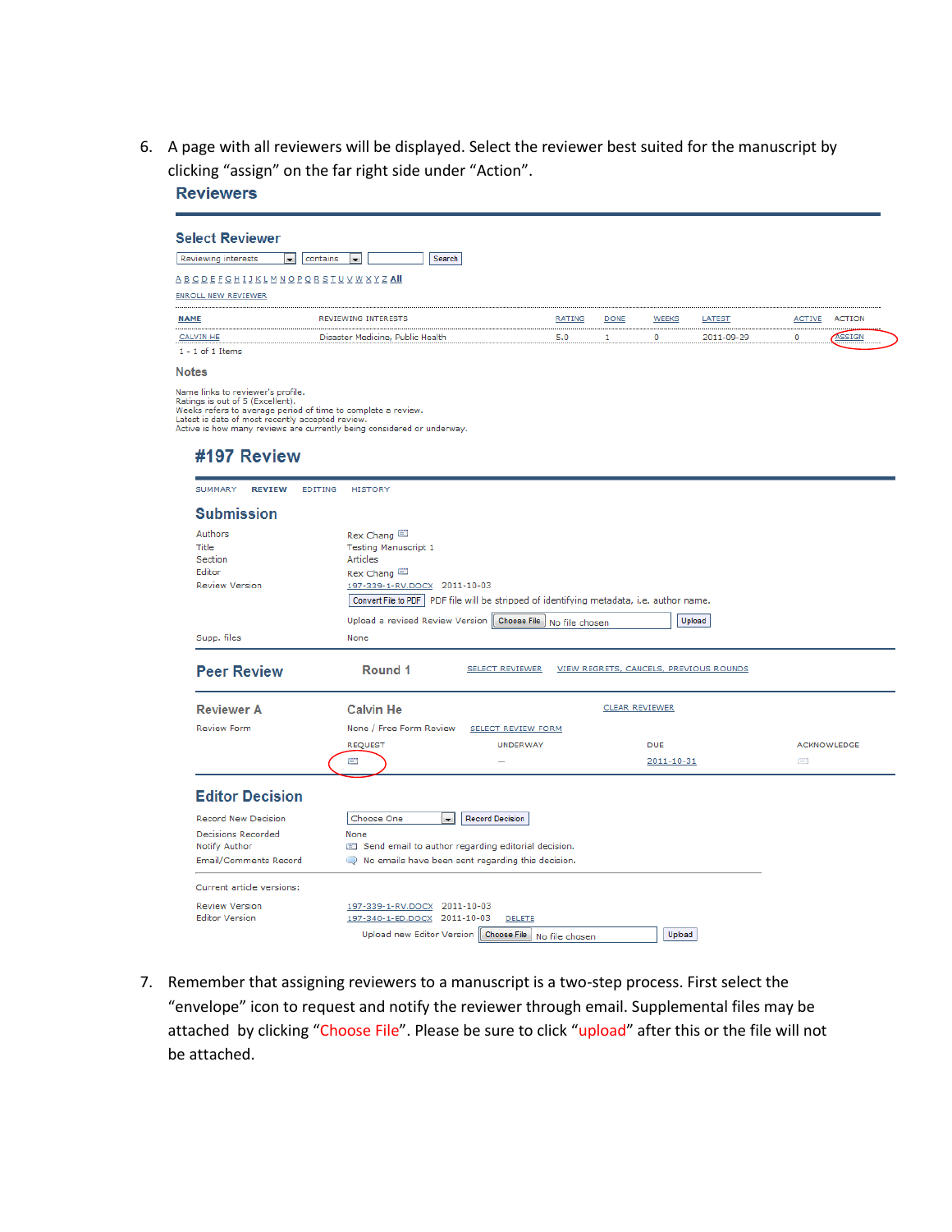6. A page with all reviewers will be displayed. Select the reviewer best suited for the manuscript by clicking “assign” on the far right side under “Action”.

## Reviewers

### Select Reviewer

Reviewing interests | contains | Search

A B C D E F G H I J K L M N O P Q R S T U V W X Y Z All

ENROLL NEW REVIEWER

| NAME | REVIEWING INTERESTS | RATING | DONE | WEEKS | LATEST | ACTIVE | ACTION |
|---|---|---|---|---|---|---|---|
| CALVIN HE | Disaster Medicine, Public Health | 5.0 | 1 | 0 | 2011-09-29 | 0 | ASSIGN |

1 - 1 of 1 Items

### Notes

Name links to reviewer's profile.
Ratings is out of 5 (Excellent).
Weeks refers to average period of time to complete a review.
Latest is date of most recently accepted review.
Active is how many reviews are currently being considered or underway.

## #197 Review

SUMMARY REVIEW EDITING HISTORY

### Submission

| | |
|---|---|
| Authors | Rex Chang |
| Title | Testing Manuscript 1 |
| Section | Articles |
| Editor | Rex Chang |
| Review Version | 197-339-1-RV.DOCX 2011-10-03 |
| | Convert File to PDF  PDF file will be stripped of identifying metadata, i.e. author name. |
| | Upload a revised Review Version  Choose File  No file chosen  Upload |
| Supp. files | None |

### Peer Review

Round 1  SELECT REVIEWER  VIEW REGRETS, CANCELS, PREVIOUS ROUNDS

| Reviewer A | Calvin He | | CLEAR REVIEWER | |
|---|---|---|---|---|
| Review Form | None / Free Form Review | SELECT REVIEW FORM | | |
| | REQUEST | UNDERWAY | DUE | ACKNOWLEDGE |
| | | — | 2011-10-31 | |

### Editor Decision

| | |
|---|---|
| Record New Decision | Choose One  Record Decision |
| Decisions Recorded | None |
| Notify Author | Send email to author regarding editorial decision. |
| Email/Comments Record | No emails have been sent regarding this decision. |

Current article versions:

| | |
|---|---|
| Review Version | 197-339-1-RV.DOCX 2011-10-03 |
| Editor Version | 197-340-1-ED.DOCX 2011-10-03 DELETE |
| | Upload new Editor Version  Choose File  No file chosen  Upload |

7. Remember that assigning reviewers to a manuscript is a two-step process. First select the “envelope” icon to request and notify the reviewer through email. Supplemental files may be attached by clicking “Choose File”. Please be sure to click “upload” after this or the file will not be attached.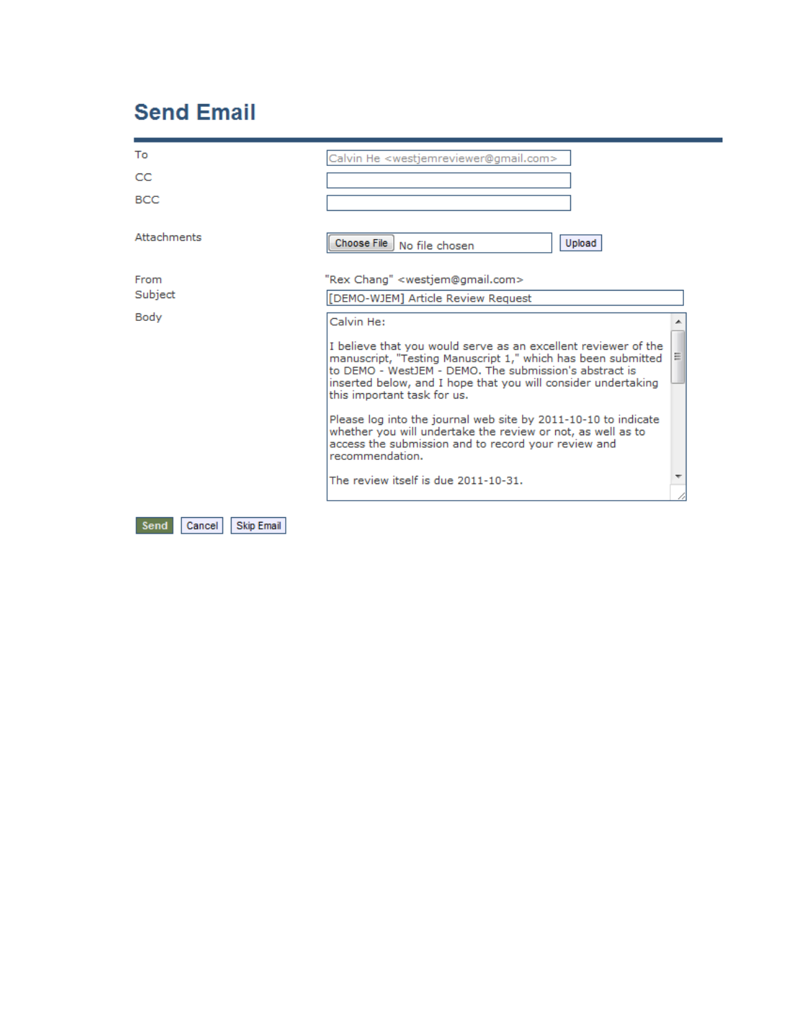# Send Email

| | |
|---|---|
| To | Calvin He <westjemreviewer@gmail.com> |
| CC | |
| BCC | |
| Attachments | Choose File No file chosen Upload |
| From | "Rex Chang" <westjem@gmail.com> |
| Subject | [DEMO-WJEM] Article Review Request |
| Body | Calvin He: |

Calvin He:

I believe that you would serve as an excellent reviewer of the manuscript, "Testing Manuscript 1," which has been submitted to DEMO - WestJEM - DEMO. The submission's abstract is inserted below, and I hope that you will consider undertaking this important task for us.

Please log into the journal web site by 2011-10-10 to indicate whether you will undertake the review or not, as well as to access the submission and to record your review and recommendation.

The review itself is due 2011-10-31.

Send | Cancel | Skip Email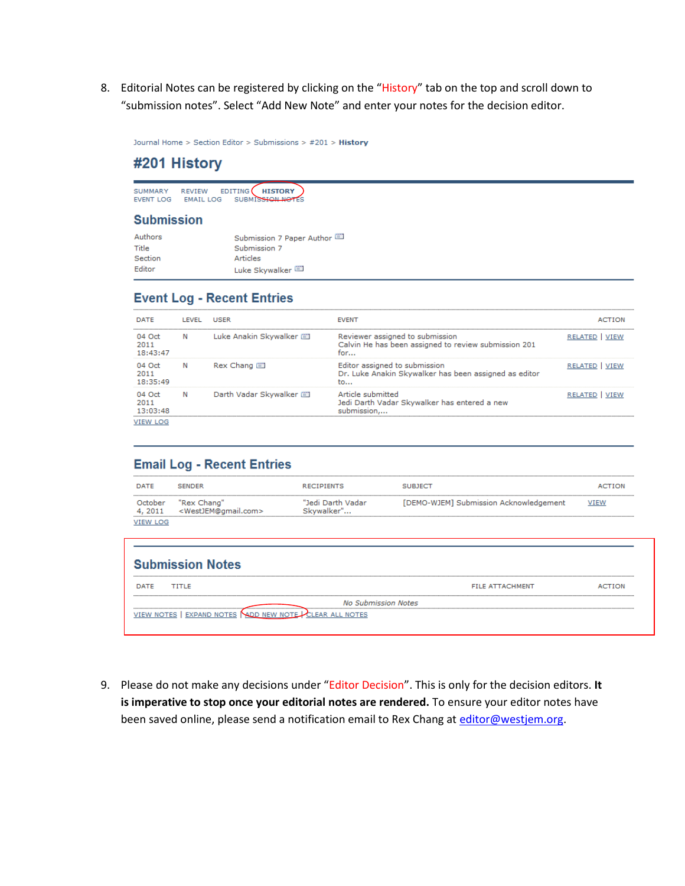8. Editorial Notes can be registered by clicking on the "History" tab on the top and scroll down to "submission notes". Select "Add New Note" and enter your notes for the decision editor.

Journal Home > Section Editor > Submissions > #201 > **History**

## #201 History

SUMMARY REVIEW EDITING **HISTORY**
EVENT LOG EMAIL LOG SUBMISSION NOTES

### Submission

| | |
|---|---|
| Authors | Submission 7 Paper Author |
| Title | Submission 7 |
| Section | Articles |
| Editor | Luke Skywalker |

### Event Log - Recent Entries

| DATE | LEVEL | USER | EVENT | ACTION |
|---|---|---|---|---|
| 04 Oct 2011 18:43:47 | N | Luke Anakin Skywalker | Reviewer assigned to submission Calvin He has been assigned to review submission 201 for... | RELATED \| VIEW |
| 04 Oct 2011 18:35:49 | N | Rex Chang | Editor assigned to submission Dr. Luke Anakin Skywalker has been assigned as editor to... | RELATED \| VIEW |
| 04 Oct 2011 13:03:48 | N | Darth Vadar Skywalker | Article submitted Jedi Darth Vadar Skywalker has entered a new submission,... | RELATED \| VIEW |

VIEW LOG

### Email Log - Recent Entries

| DATE | SENDER | RECIPIENTS | SUBJECT | ACTION |
|---|---|---|---|---|
| October 4, 2011 | "Rex Chang" <WestJEM@gmail.com> | "Jedi Darth Vadar Skywalker"... | [DEMO-WJEM] Submission Acknowledgement | VIEW |

VIEW LOG

### Submission Notes

| DATE | TITLE | FILE ATTACHMENT | ACTION |
|---|---|---|---|
| | *No Submission Notes* | | |

VIEW NOTES | EXPAND NOTES | ADD NEW NOTE | CLEAR ALL NOTES

9. Please do not make any decisions under "Editor Decision". This is only for the decision editors. **It is imperative to stop once your editorial notes are rendered.** To ensure your editor notes have been saved online, please send a notification email to Rex Chang at editor@westjem.org.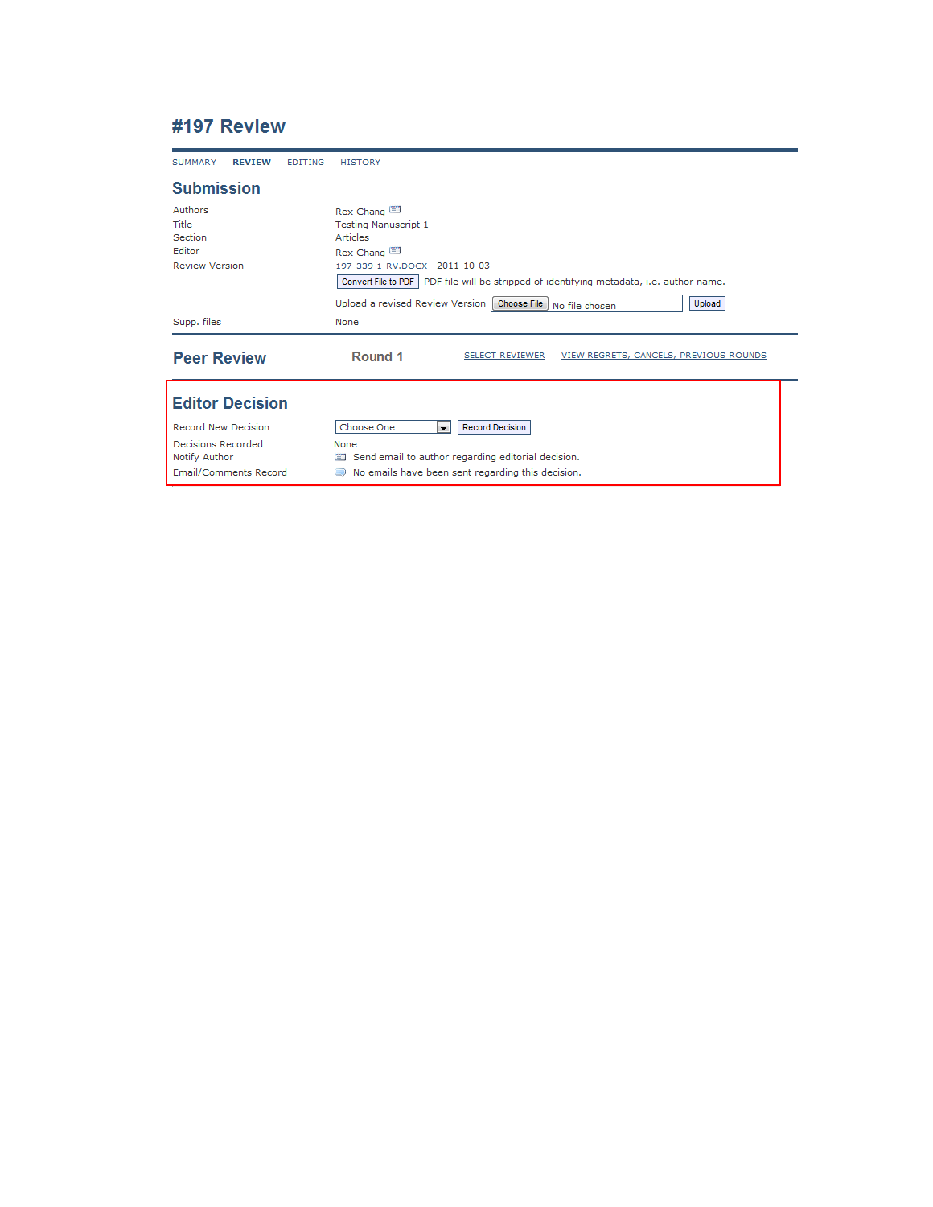# #197 Review

SUMMARY REVIEW EDITING HISTORY

## Submission

| | |
|---|---|
| Authors | Rex Chang |
| Title | Testing Manuscript 1 |
| Section | Articles |
| Editor | Rex Chang |
| Review Version | 197-339-1-RV.DOCX 2011-10-03 |
| | Convert File to PDF PDF file will be stripped of identifying metadata, i.e. author name. |
| | Upload a revised Review Version Choose File No file chosen Upload |
| Supp. files | None |

## Peer Review

Round 1

SELECT REVIEWER VIEW REGRETS, CANCELS, PREVIOUS ROUNDS

## Editor Decision

| | |
|---|---|
| Record New Decision | Choose One Record Decision |
| Decisions Recorded | None |
| Notify Author | Send email to author regarding editorial decision. |
| Email/Comments Record | No emails have been sent regarding this decision. |